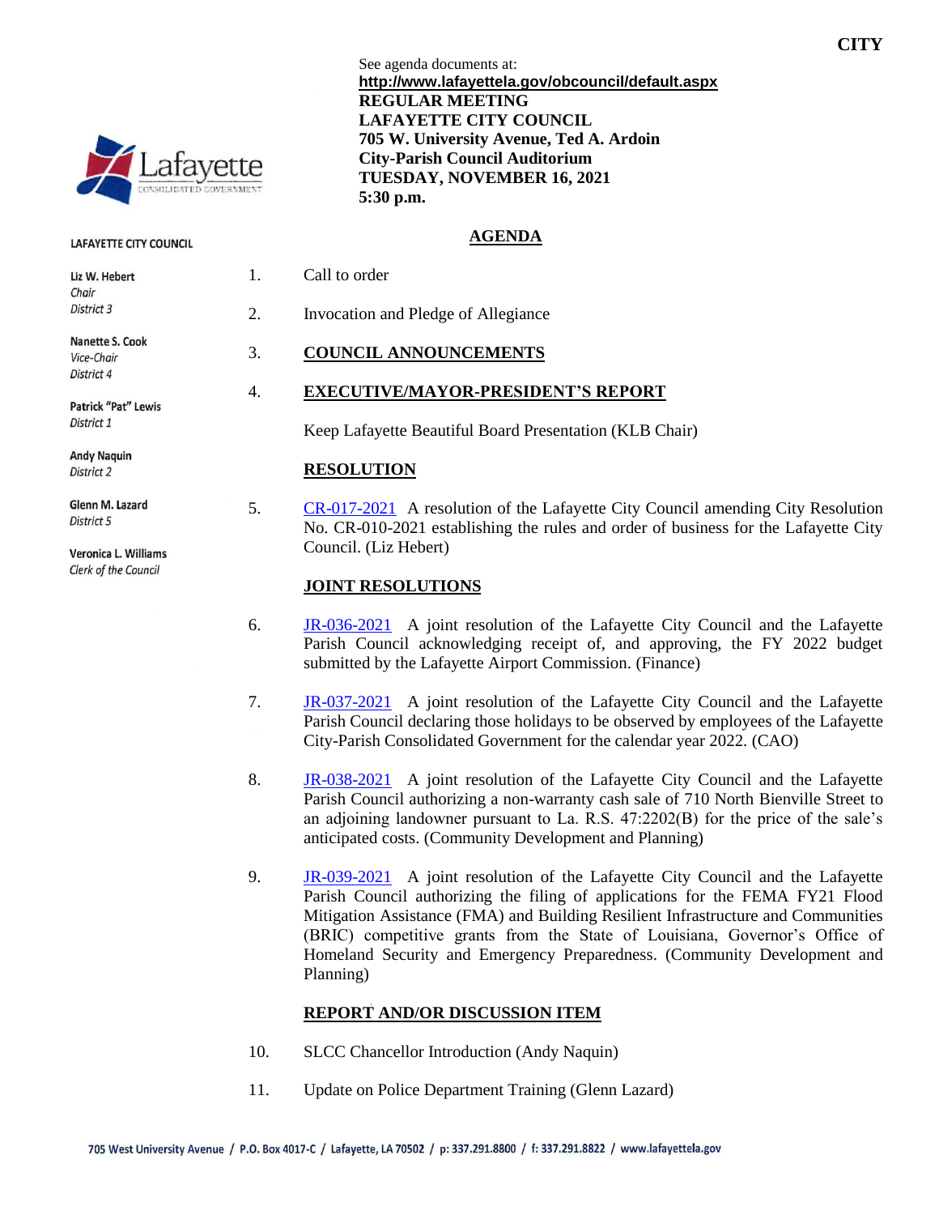CITY

See agenda documents at:
**http://www.lafayettela.gov/obcouncil/default.aspx**

**REGULAR MEETING**
**LAFAYETTE CITY COUNCIL**
**705 W. University Avenue, Ted A. Ardoin**
**City-Parish Council Auditorium**
**TUESDAY, NOVEMBER 16, 2021**
**5:30 p.m.**

**LAFAYETTE CITY COUNCIL**

**Liz W. Hebert**
*Chair*
*District 3*

**Nanette S. Cook**
*Vice-Chair*
*District 4*

**Patrick "Pat" Lewis**
*District 1*

**Andy Naquin**
*District 2*

**Glenn M. Lazard**
*District 5*

**Veronica L. Williams**
*Clerk of the Council*

## AGENDA

1. Call to order

2. Invocation and Pledge of Allegiance

3. **COUNCIL ANNOUNCEMENTS**

4. **EXECUTIVE/MAYOR-PRESIDENT'S REPORT**

   Keep Lafayette Beautiful Board Presentation (KLB Chair)

### RESOLUTION

5. CR-017-2021 A resolution of the Lafayette City Council amending City Resolution No. CR-010-2021 establishing the rules and order of business for the Lafayette City Council. (Liz Hebert)

### JOINT RESOLUTIONS

6. JR-036-2021 A joint resolution of the Lafayette City Council and the Lafayette Parish Council acknowledging receipt of, and approving, the FY 2022 budget submitted by the Lafayette Airport Commission. (Finance)

7. JR-037-2021 A joint resolution of the Lafayette City Council and the Lafayette Parish Council declaring those holidays to be observed by employees of the Lafayette City-Parish Consolidated Government for the calendar year 2022. (CAO)

8. JR-038-2021 A joint resolution of the Lafayette City Council and the Lafayette Parish Council authorizing a non-warranty cash sale of 710 North Bienville Street to an adjoining landowner pursuant to La. R.S. 47:2202(B) for the price of the sale's anticipated costs. (Community Development and Planning)

9. JR-039-2021 A joint resolution of the Lafayette City Council and the Lafayette Parish Council authorizing the filing of applications for the FEMA FY21 Flood Mitigation Assistance (FMA) and Building Resilient Infrastructure and Communities (BRIC) competitive grants from the State of Louisiana, Governor's Office of Homeland Security and Emergency Preparedness. (Community Development and Planning)

### REPORT AND/OR DISCUSSION ITEM

10. SLCC Chancellor Introduction (Andy Naquin)

11. Update on Police Department Training (Glenn Lazard)

705 West University Avenue / P.O. Box 4017-C / Lafayette, LA 70502 / p: 337.291.8800 / f: 337.291.8822 / www.lafayettela.gov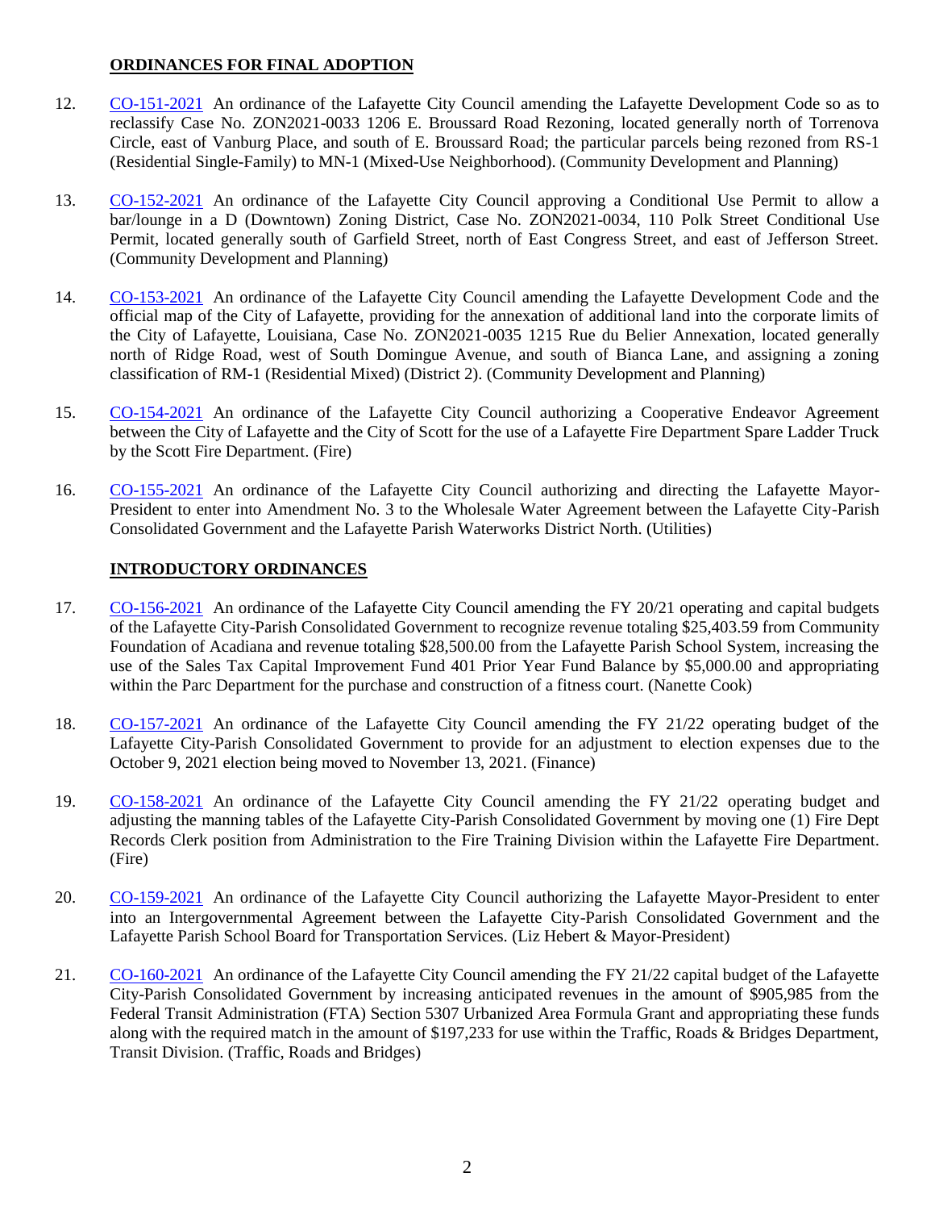## ORDINANCES FOR FINAL ADOPTION

12. CO-151-2021 An ordinance of the Lafayette City Council amending the Lafayette Development Code so as to reclassify Case No. ZON2021-0033 1206 E. Broussard Road Rezoning, located generally north of Torrenova Circle, east of Vanburg Place, and south of E. Broussard Road; the particular parcels being rezoned from RS-1 (Residential Single-Family) to MN-1 (Mixed-Use Neighborhood). (Community Development and Planning)

13. CO-152-2021 An ordinance of the Lafayette City Council approving a Conditional Use Permit to allow a bar/lounge in a D (Downtown) Zoning District, Case No. ZON2021-0034, 110 Polk Street Conditional Use Permit, located generally south of Garfield Street, north of East Congress Street, and east of Jefferson Street. (Community Development and Planning)

14. CO-153-2021 An ordinance of the Lafayette City Council amending the Lafayette Development Code and the official map of the City of Lafayette, providing for the annexation of additional land into the corporate limits of the City of Lafayette, Louisiana, Case No. ZON2021-0035 1215 Rue du Belier Annexation, located generally north of Ridge Road, west of South Domingue Avenue, and south of Bianca Lane, and assigning a zoning classification of RM-1 (Residential Mixed) (District 2). (Community Development and Planning)

15. CO-154-2021 An ordinance of the Lafayette City Council authorizing a Cooperative Endeavor Agreement between the City of Lafayette and the City of Scott for the use of a Lafayette Fire Department Spare Ladder Truck by the Scott Fire Department. (Fire)

16. CO-155-2021 An ordinance of the Lafayette City Council authorizing and directing the Lafayette Mayor-President to enter into Amendment No. 3 to the Wholesale Water Agreement between the Lafayette City-Parish Consolidated Government and the Lafayette Parish Waterworks District North. (Utilities)

## INTRODUCTORY ORDINANCES

17. CO-156-2021 An ordinance of the Lafayette City Council amending the FY 20/21 operating and capital budgets of the Lafayette City-Parish Consolidated Government to recognize revenue totaling $25,403.59 from Community Foundation of Acadiana and revenue totaling $28,500.00 from the Lafayette Parish School System, increasing the use of the Sales Tax Capital Improvement Fund 401 Prior Year Fund Balance by $5,000.00 and appropriating within the Parc Department for the purchase and construction of a fitness court. (Nanette Cook)

18. CO-157-2021 An ordinance of the Lafayette City Council amending the FY 21/22 operating budget of the Lafayette City-Parish Consolidated Government to provide for an adjustment to election expenses due to the October 9, 2021 election being moved to November 13, 2021. (Finance)

19. CO-158-2021 An ordinance of the Lafayette City Council amending the FY 21/22 operating budget and adjusting the manning tables of the Lafayette City-Parish Consolidated Government by moving one (1) Fire Dept Records Clerk position from Administration to the Fire Training Division within the Lafayette Fire Department. (Fire)

20. CO-159-2021 An ordinance of the Lafayette City Council authorizing the Lafayette Mayor-President to enter into an Intergovernmental Agreement between the Lafayette City-Parish Consolidated Government and the Lafayette Parish School Board for Transportation Services. (Liz Hebert & Mayor-President)

21. CO-160-2021 An ordinance of the Lafayette City Council amending the FY 21/22 capital budget of the Lafayette City-Parish Consolidated Government by increasing anticipated revenues in the amount of $905,985 from the Federal Transit Administration (FTA) Section 5307 Urbanized Area Formula Grant and appropriating these funds along with the required match in the amount of $197,233 for use within the Traffic, Roads & Bridges Department, Transit Division. (Traffic, Roads and Bridges)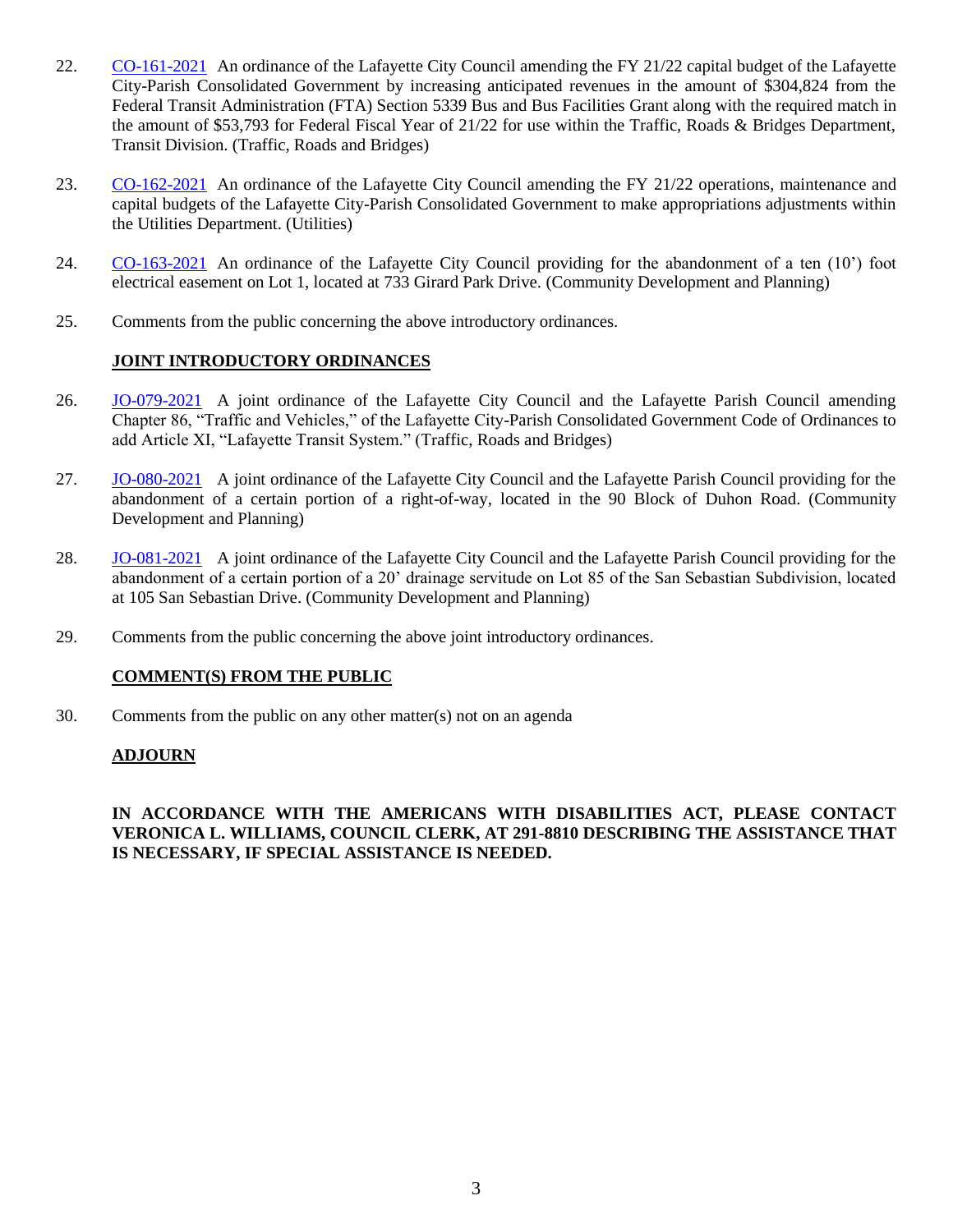22. CO-161-2021 An ordinance of the Lafayette City Council amending the FY 21/22 capital budget of the Lafayette City-Parish Consolidated Government by increasing anticipated revenues in the amount of $304,824 from the Federal Transit Administration (FTA) Section 5339 Bus and Bus Facilities Grant along with the required match in the amount of $53,793 for Federal Fiscal Year of 21/22 for use within the Traffic, Roads & Bridges Department, Transit Division. (Traffic, Roads and Bridges)

23. CO-162-2021 An ordinance of the Lafayette City Council amending the FY 21/22 operations, maintenance and capital budgets of the Lafayette City-Parish Consolidated Government to make appropriations adjustments within the Utilities Department. (Utilities)

24. CO-163-2021 An ordinance of the Lafayette City Council providing for the abandonment of a ten (10') foot electrical easement on Lot 1, located at 733 Girard Park Drive. (Community Development and Planning)

25. Comments from the public concerning the above introductory ordinances.

**JOINT INTRODUCTORY ORDINANCES**

26. JO-079-2021 A joint ordinance of the Lafayette City Council and the Lafayette Parish Council amending Chapter 86, "Traffic and Vehicles," of the Lafayette City-Parish Consolidated Government Code of Ordinances to add Article XI, "Lafayette Transit System." (Traffic, Roads and Bridges)

27. JO-080-2021 A joint ordinance of the Lafayette City Council and the Lafayette Parish Council providing for the abandonment of a certain portion of a right-of-way, located in the 90 Block of Duhon Road. (Community Development and Planning)

28. JO-081-2021 A joint ordinance of the Lafayette City Council and the Lafayette Parish Council providing for the abandonment of a certain portion of a 20' drainage servitude on Lot 85 of the San Sebastian Subdivision, located at 105 San Sebastian Drive. (Community Development and Planning)

29. Comments from the public concerning the above joint introductory ordinances.

**COMMENT(S) FROM THE PUBLIC**

30. Comments from the public on any other matter(s) not on an agenda

**ADJOURN**

**IN ACCORDANCE WITH THE AMERICANS WITH DISABILITIES ACT, PLEASE CONTACT VERONICA L. WILLIAMS, COUNCIL CLERK, AT 291-8810 DESCRIBING THE ASSISTANCE THAT IS NECESSARY, IF SPECIAL ASSISTANCE IS NEEDED.**